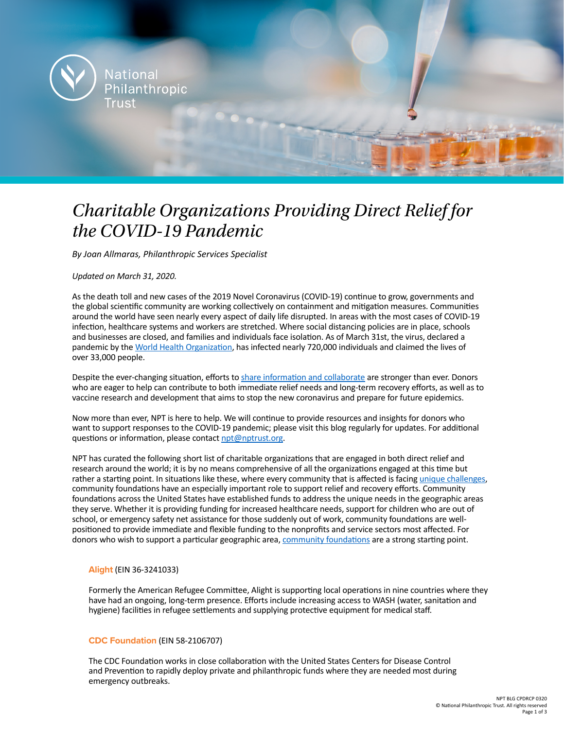National Philanthropic Trust

# *Charitable Organizations Providing Direct Relief for the COVID-19 Pandemic*

*By Joan Allmaras, Philanthropic Services Specialist*

*Updated on March 31, 2020.*

As the death toll and new cases of the 2019 Novel Coronavirus (COVID-19) continue to grow, governments and the global scientific community are working collectively on containment and mitigation measures. Communities around the world have seen nearly every aspect of daily life disrupted. In areas with the most cases of COVID-19 infection, healthcare systems and workers are stretched. Where social distancing policies are in place, schools and businesses are closed, and families and individuals face isolation. As of March 31st, the virus, declared a pandemic by the [World Health Organization](), has infected nearly 720,000 individuals and claimed the lives of over 33,000 people.

Despite the ever-changing situation, efforts to [share information and collaborate]() are stronger than ever. Donors who are eager to help can contribute to both immediate relief needs and long-term recovery efforts, as well as to vaccine research and development that aims to stop the new coronavirus and prepare for future epidemics.

Now more than ever, NPT is here to help. We will continue to provide resources and insights for donors who want to support responses to the COVID-19 pandemic; please visit this blog regularly for updates. For additional questions or information, please contact [npt@nptrust.org]().

NPT has curated the following short list of charitable organizations that are engaged in both direct relief and research around the world; it is by no means comprehensive of all the organizations engaged at this time but rather a starting point. In situations like these, where every community that is affected is facing [unique challenges](), community foundations have an especially important role to support relief and recovery efforts. Community foundations across the United States have established funds to address the unique needs in the geographic areas they serve. Whether it is providing funding for increased healthcare needs, support for children who are out of school, or emergency safety net assistance for those suddenly out of work, community foundations are well-positioned to provide immediate and flexible funding to the nonprofits and service sectors most affected. For donors who wish to support a particular geographic area, [community foundations]() are a strong starting point.

**Alight** (EIN 36-3241033)

Formerly the American Refugee Committee, Alight is supporting local operations in nine countries where they have had an ongoing, long-term presence. Efforts include increasing access to WASH (water, sanitation and hygiene) facilities in refugee settlements and supplying protective equipment for medical staff.

**CDC Foundation** (EIN 58-2106707)

The CDC Foundation works in close collaboration with the United States Centers for Disease Control and Prevention to rapidly deploy private and philanthropic funds where they are needed most during emergency outbreaks.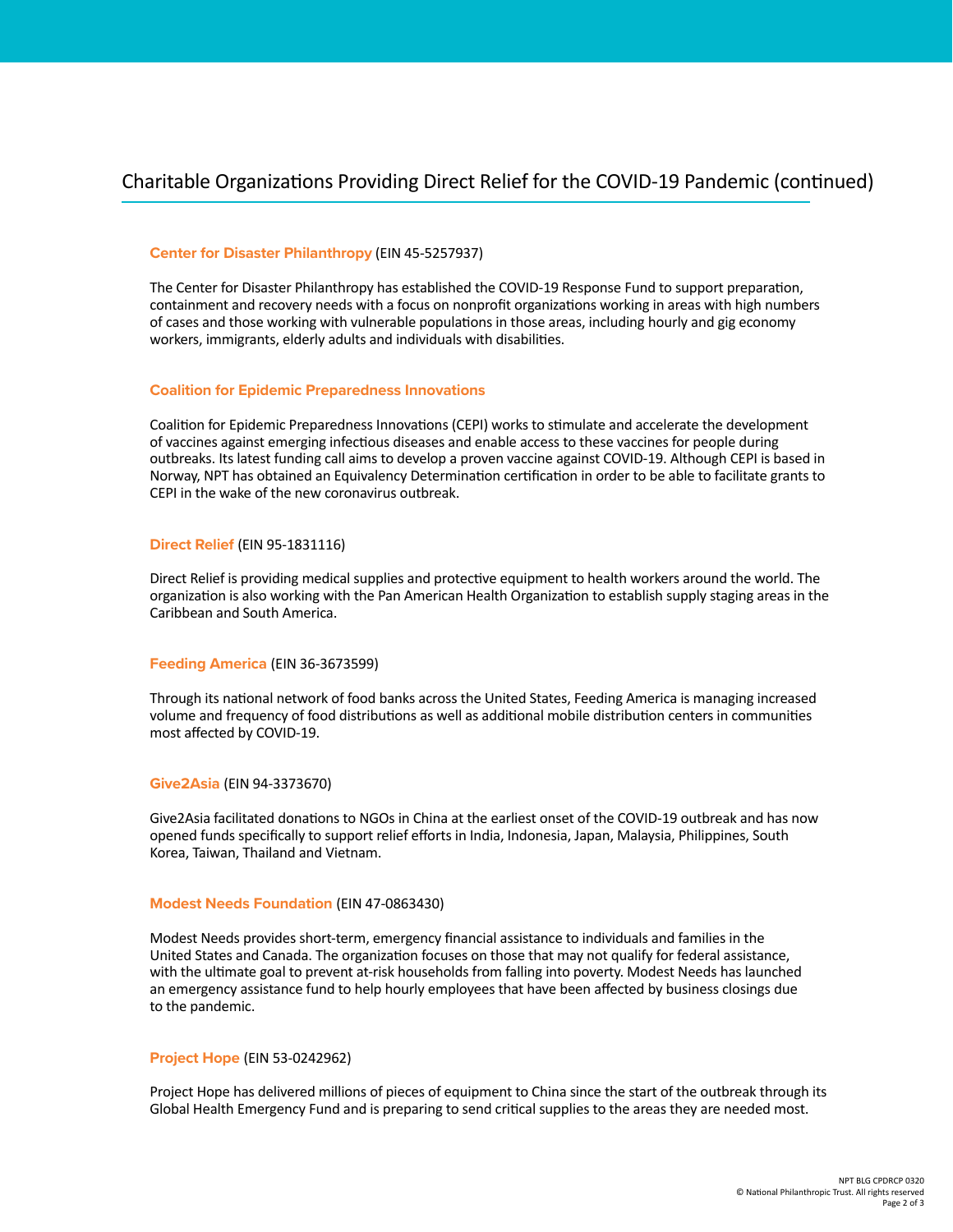## Charitable Organizations Providing Direct Relief for the COVID-19 Pandemic (continued)

### Center for Disaster Philanthropy (EIN 45-5257937)

The Center for Disaster Philanthropy has established the COVID-19 Response Fund to support preparation, containment and recovery needs with a focus on nonprofit organizations working in areas with high numbers of cases and those working with vulnerable populations in those areas, including hourly and gig economy workers, immigrants, elderly adults and individuals with disabilities.

### Coalition for Epidemic Preparedness Innovations

Coalition for Epidemic Preparedness Innovations (CEPI) works to stimulate and accelerate the development of vaccines against emerging infectious diseases and enable access to these vaccines for people during outbreaks. Its latest funding call aims to develop a proven vaccine against COVID-19. Although CEPI is based in Norway, NPT has obtained an Equivalency Determination certification in order to be able to facilitate grants to CEPI in the wake of the new coronavirus outbreak.

### Direct Relief (EIN 95-1831116)

Direct Relief is providing medical supplies and protective equipment to health workers around the world. The organization is also working with the Pan American Health Organization to establish supply staging areas in the Caribbean and South America.

### Feeding America (EIN 36-3673599)

Through its national network of food banks across the United States, Feeding America is managing increased volume and frequency of food distributions as well as additional mobile distribution centers in communities most affected by COVID-19.

### Give2Asia (EIN 94-3373670)

Give2Asia facilitated donations to NGOs in China at the earliest onset of the COVID-19 outbreak and has now opened funds specifically to support relief efforts in India, Indonesia, Japan, Malaysia, Philippines, South Korea, Taiwan, Thailand and Vietnam.

### Modest Needs Foundation (EIN 47-0863430)

Modest Needs provides short-term, emergency financial assistance to individuals and families in the United States and Canada. The organization focuses on those that may not qualify for federal assistance, with the ultimate goal to prevent at-risk households from falling into poverty. Modest Needs has launched an emergency assistance fund to help hourly employees that have been affected by business closings due to the pandemic.

### Project Hope (EIN 53-0242962)

Project Hope has delivered millions of pieces of equipment to China since the start of the outbreak through its Global Health Emergency Fund and is preparing to send critical supplies to the areas they are needed most.

NPT BLG CPDRCP 0320
© National Philanthropic Trust. All rights reserved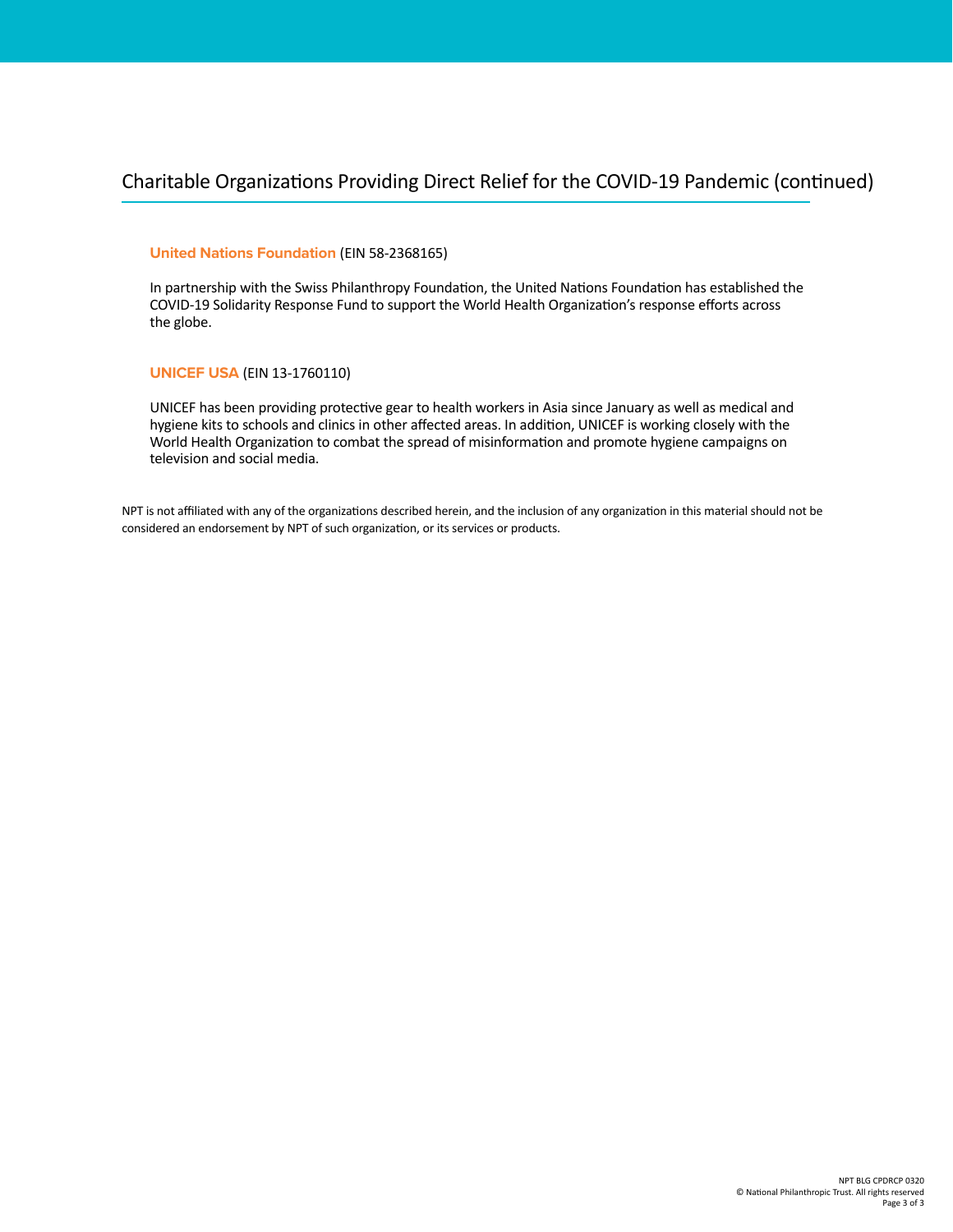## Charitable Organizations Providing Direct Relief for the COVID-19 Pandemic (continued)

**United Nations Foundation** (EIN 58-2368165)

In partnership with the Swiss Philanthropy Foundation, the United Nations Foundation has established the COVID-19 Solidarity Response Fund to support the World Health Organization's response efforts across the globe.

**UNICEF USA** (EIN 13-1760110)

UNICEF has been providing protective gear to health workers in Asia since January as well as medical and hygiene kits to schools and clinics in other affected areas. In addition, UNICEF is working closely with the World Health Organization to combat the spread of misinformation and promote hygiene campaigns on television and social media.

NPT is not affiliated with any of the organizations described herein, and the inclusion of any organization in this material should not be considered an endorsement by NPT of such organization, or its services or products.

NPT BLG CPDRCP 0320
© National Philanthropic Trust. All rights reserved